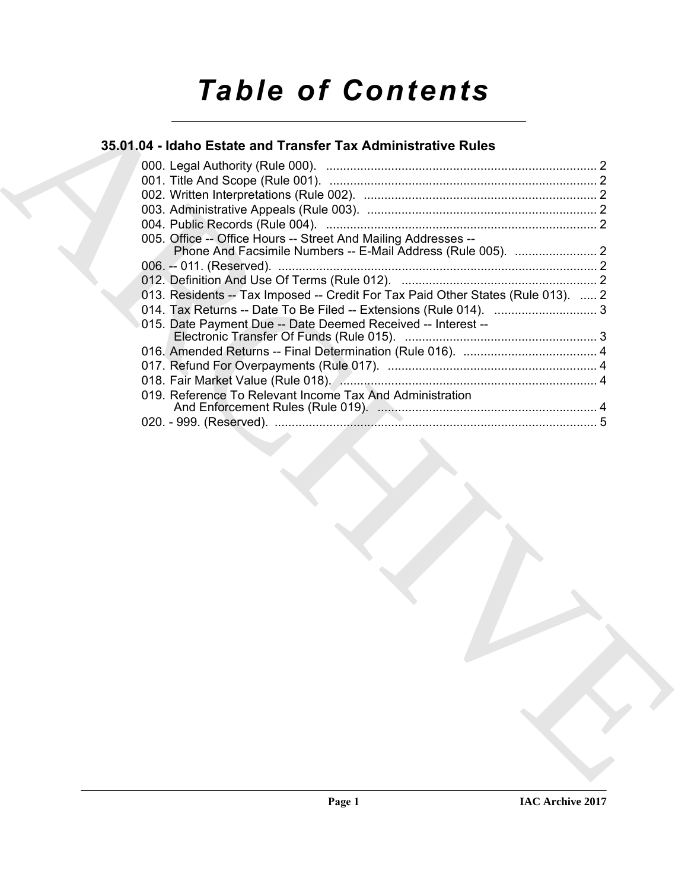# Table of Contents

## 35.01.04 - Idaho Estate and Transfer Tax Administrative Rules

000. Legal Authority (Rule 000). ............................................................................... 2
001. Title And Scope (Rule 001). .............................................................................. 2
002. Written Interpretations (Rule 002). .................................................................... 2
003. Administrative Appeals (Rule 003). ................................................................... 2
004. Public Records (Rule 004). ............................................................................... 2
005. Office -- Office Hours -- Street And Mailing Addresses -- Phone And Facsimile Numbers -- E-Mail Address (Rule 005). ........................ 2
006. -- 011. (Reserved). ............................................................................................ 2
012. Definition And Use Of Terms (Rule 012). ......................................................... 2
013. Residents -- Tax Imposed -- Credit For Tax Paid Other States (Rule 013). ..... 2
014. Tax Returns -- Date To Be Filed -- Extensions (Rule 014). .............................. 3
015. Date Payment Due -- Date Deemed Received -- Interest -- Electronic Transfer Of Funds (Rule 015). ........................................................ 3
016. Amended Returns -- Final Determination (Rule 016). ....................................... 4
017. Refund For Overpayments (Rule 017). ............................................................. 4
018. Fair Market Value (Rule 018). ........................................................................... 4
019. Reference To Relevant Income Tax And Administration And Enforcement Rules (Rule 019). ................................................................ 4
020. - 999. (Reserved). ............................................................................................. 5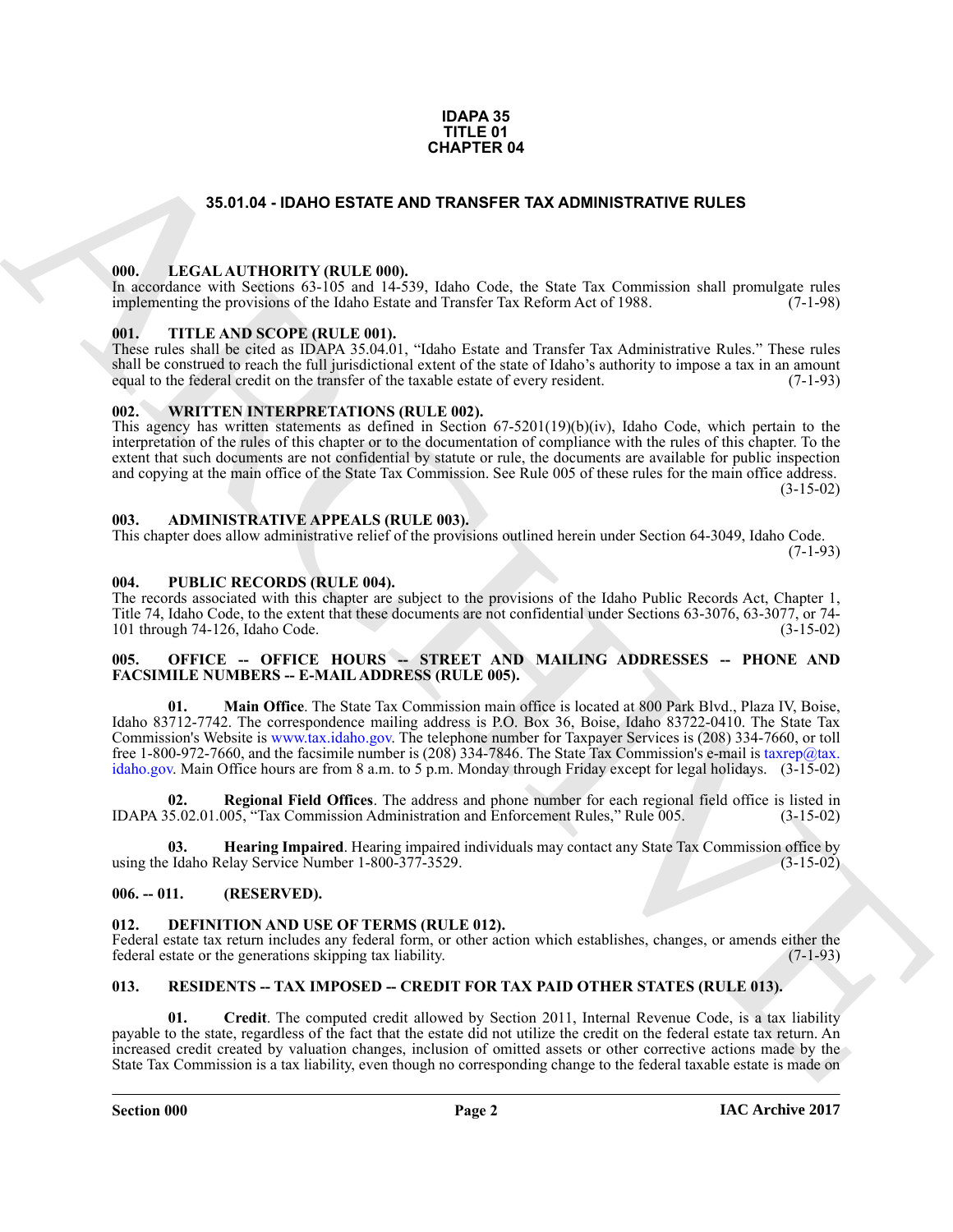**IDAPA 35**
**TITLE 01**
**CHAPTER 04**

# 35.01.04 - IDAHO ESTATE AND TRANSFER TAX ADMINISTRATIVE RULES

### 000. LEGAL AUTHORITY (RULE 000).

In accordance with Sections 63-105 and 14-539, Idaho Code, the State Tax Commission shall promulgate rules implementing the provisions of the Idaho Estate and Transfer Tax Reform Act of 1988. (7-1-98)

### 001. TITLE AND SCOPE (RULE 001).

These rules shall be cited as IDAPA 35.04.01, "Idaho Estate and Transfer Tax Administrative Rules." These rules shall be construed to reach the full jurisdictional extent of the state of Idaho's authority to impose a tax in an amount equal to the federal credit on the transfer of the taxable estate of every resident. (7-1-93)

### 002. WRITTEN INTERPRETATIONS (RULE 002).

This agency has written statements as defined in Section 67-5201(19)(b)(iv), Idaho Code, which pertain to the interpretation of the rules of this chapter or to the documentation of compliance with the rules of this chapter. To the extent that such documents are not confidential by statute or rule, the documents are available for public inspection and copying at the main office of the State Tax Commission. See Rule 005 of these rules for the main office address. (3-15-02)

### 003. ADMINISTRATIVE APPEALS (RULE 003).

This chapter does allow administrative relief of the provisions outlined herein under Section 64-3049, Idaho Code. (7-1-93)

### 004. PUBLIC RECORDS (RULE 004).

The records associated with this chapter are subject to the provisions of the Idaho Public Records Act, Chapter 1, Title 74, Idaho Code, to the extent that these documents are not confidential under Sections 63-3076, 63-3077, or 74-101 through 74-126, Idaho Code. (3-15-02)

### 005. OFFICE -- OFFICE HOURS -- STREET AND MAILING ADDRESSES -- PHONE AND FACSIMILE NUMBERS -- E-MAIL ADDRESS (RULE 005).

**01. Main Office**. The State Tax Commission main office is located at 800 Park Blvd., Plaza IV, Boise, Idaho 83712-7742. The correspondence mailing address is P.O. Box 36, Boise, Idaho 83722-0410. The State Tax Commission's Website is www.tax.idaho.gov. The telephone number for Taxpayer Services is (208) 334-7660, or toll free 1-800-972-7660, and the facsimile number is (208) 334-7846. The State Tax Commission's e-mail is taxrep@tax.idaho.gov. Main Office hours are from 8 a.m. to 5 p.m. Monday through Friday except for legal holidays. (3-15-02)

**02. Regional Field Offices**. The address and phone number for each regional field office is listed in IDAPA 35.02.01.005, "Tax Commission Administration and Enforcement Rules," Rule 005. (3-15-02)

**03. Hearing Impaired**. Hearing impaired individuals may contact any State Tax Commission office by using the Idaho Relay Service Number 1-800-377-3529. (3-15-02)

### 006. -- 011. (RESERVED).

### 012. DEFINITION AND USE OF TERMS (RULE 012).

Federal estate tax return includes any federal form, or other action which establishes, changes, or amends either the federal estate or the generations skipping tax liability. (7-1-93)

### 013. RESIDENTS -- TAX IMPOSED -- CREDIT FOR TAX PAID OTHER STATES (RULE 013).

**01. Credit**. The computed credit allowed by Section 2011, Internal Revenue Code, is a tax liability payable to the state, regardless of the fact that the estate did not utilize the credit on the federal estate tax return. An increased credit created by valuation changes, inclusion of omitted assets or other corrective actions made by the State Tax Commission is a tax liability, even though no corresponding change to the federal taxable estate is made on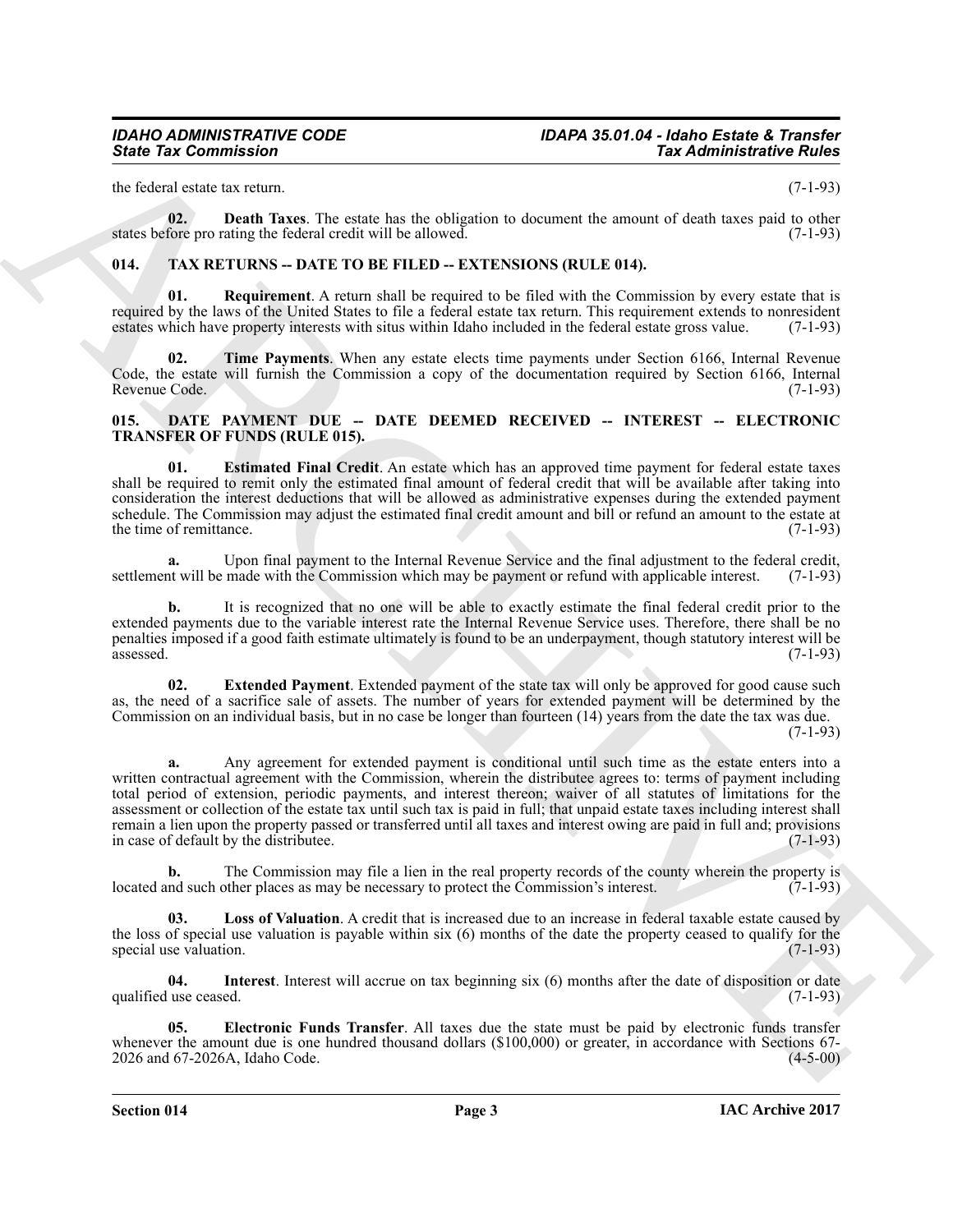the federal estate tax return. (7-1-93)

**02. Death Taxes**. The estate has the obligation to document the amount of death taxes paid to other states before pro rating the federal credit will be allowed. (7-1-93)

### 014. TAX RETURNS -- DATE TO BE FILED -- EXTENSIONS (RULE 014).

**01. Requirement**. A return shall be required to be filed with the Commission by every estate that is required by the laws of the United States to file a federal estate tax return. This requirement extends to nonresident estates which have property interests with situs within Idaho included in the federal estate gross value. (7-1-93)

**02. Time Payments**. When any estate elects time payments under Section 6166, Internal Revenue Code, the estate will furnish the Commission a copy of the documentation required by Section 6166, Internal Revenue Code. (7-1-93)

### 015. DATE PAYMENT DUE -- DATE DEEMED RECEIVED -- INTEREST -- ELECTRONIC TRANSFER OF FUNDS (RULE 015).

**01. Estimated Final Credit**. An estate which has an approved time payment for federal estate taxes shall be required to remit only the estimated final amount of federal credit that will be available after taking into consideration the interest deductions that will be allowed as administrative expenses during the extended payment schedule. The Commission may adjust the estimated final credit amount and bill or refund an amount to the estate at the time of remittance. (7-1-93)

**a.** Upon final payment to the Internal Revenue Service and the final adjustment to the federal credit, settlement will be made with the Commission which may be payment or refund with applicable interest. (7-1-93)

**b.** It is recognized that no one will be able to exactly estimate the final federal credit prior to the extended payments due to the variable interest rate the Internal Revenue Service uses. Therefore, there shall be no penalties imposed if a good faith estimate ultimately is found to be an underpayment, though statutory interest will be assessed. (7-1-93)

**02. Extended Payment**. Extended payment of the state tax will only be approved for good cause such as, the need of a sacrifice sale of assets. The number of years for extended payment will be determined by the Commission on an individual basis, but in no case be longer than fourteen (14) years from the date the tax was due. (7-1-93)

**a.** Any agreement for extended payment is conditional until such time as the estate enters into a written contractual agreement with the Commission, wherein the distributee agrees to: terms of payment including total period of extension, periodic payments, and interest thereon; waiver of all statutes of limitations for the assessment or collection of the estate tax until such tax is paid in full; that unpaid estate taxes including interest shall remain a lien upon the property passed or transferred until all taxes and interest owing are paid in full and; provisions in case of default by the distributee. (7-1-93)

**b.** The Commission may file a lien in the real property records of the county wherein the property is located and such other places as may be necessary to protect the Commission's interest. (7-1-93)

**03. Loss of Valuation**. A credit that is increased due to an increase in federal taxable estate caused by the loss of special use valuation is payable within six (6) months of the date the property ceased to qualify for the special use valuation. (7-1-93)

**04. Interest**. Interest will accrue on tax beginning six (6) months after the date of disposition or date qualified use ceased. (7-1-93)

**05. Electronic Funds Transfer**. All taxes due the state must be paid by electronic funds transfer whenever the amount due is one hundred thousand dollars ($100,000) or greater, in accordance with Sections 67-2026 and 67-2026A, Idaho Code. (4-5-00)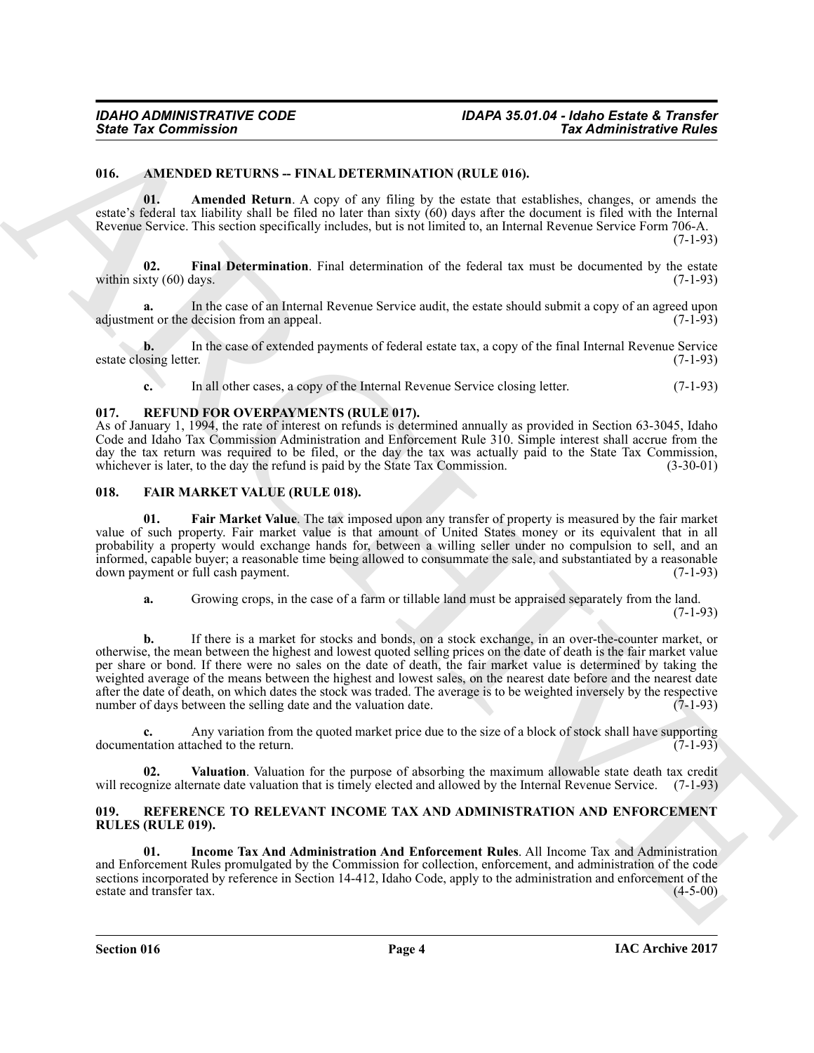### 016. AMENDED RETURNS -- FINAL DETERMINATION (RULE 016).

**01. Amended Return**. A copy of any filing by the estate that establishes, changes, or amends the estate's federal tax liability shall be filed no later than sixty (60) days after the document is filed with the Internal Revenue Service. This section specifically includes, but is not limited to, an Internal Revenue Service Form 706-A. (7-1-93)

**02. Final Determination**. Final determination of the federal tax must be documented by the estate within sixty (60) days. (7-1-93)

**a.** In the case of an Internal Revenue Service audit, the estate should submit a copy of an agreed upon adjustment or the decision from an appeal. (7-1-93)

**b.** In the case of extended payments of federal estate tax, a copy of the final Internal Revenue Service estate closing letter. (7-1-93)

**c.** In all other cases, a copy of the Internal Revenue Service closing letter. (7-1-93)

### 017. REFUND FOR OVERPAYMENTS (RULE 017).

As of January 1, 1994, the rate of interest on refunds is determined annually as provided in Section 63-3045, Idaho Code and Idaho Tax Commission Administration and Enforcement Rule 310. Simple interest shall accrue from the day the tax return was required to be filed, or the day the tax was actually paid to the State Tax Commission, whichever is later, to the day the refund is paid by the State Tax Commission. (3-30-01)

### 018. FAIR MARKET VALUE (RULE 018).

**01. Fair Market Value**. The tax imposed upon any transfer of property is measured by the fair market value of such property. Fair market value is that amount of United States money or its equivalent that in all probability a property would exchange hands for, between a willing seller under no compulsion to sell, and an informed, capable buyer; a reasonable time being allowed to consummate the sale, and substantiated by a reasonable down payment or full cash payment. (7-1-93)

**a.** Growing crops, in the case of a farm or tillable land must be appraised separately from the land. (7-1-93)

**b.** If there is a market for stocks and bonds, on a stock exchange, in an over-the-counter market, or otherwise, the mean between the highest and lowest quoted selling prices on the date of death is the fair market value per share or bond. If there were no sales on the date of death, the fair market value is determined by taking the weighted average of the means between the highest and lowest sales, on the nearest date before and the nearest date after the date of death, on which dates the stock was traded. The average is to be weighted inversely by the respective number of days between the selling date and the valuation date. (7-1-93)

**c.** Any variation from the quoted market price due to the size of a block of stock shall have supporting documentation attached to the return. (7-1-93)

**02. Valuation**. Valuation for the purpose of absorbing the maximum allowable state death tax credit will recognize alternate date valuation that is timely elected and allowed by the Internal Revenue Service. (7-1-93)

### 019. REFERENCE TO RELEVANT INCOME TAX AND ADMINISTRATION AND ENFORCEMENT RULES (RULE 019).

**01. Income Tax And Administration And Enforcement Rules**. All Income Tax and Administration and Enforcement Rules promulgated by the Commission for collection, enforcement, and administration of the code sections incorporated by reference in Section 14-412, Idaho Code, apply to the administration and enforcement of the estate and transfer tax. (4-5-00)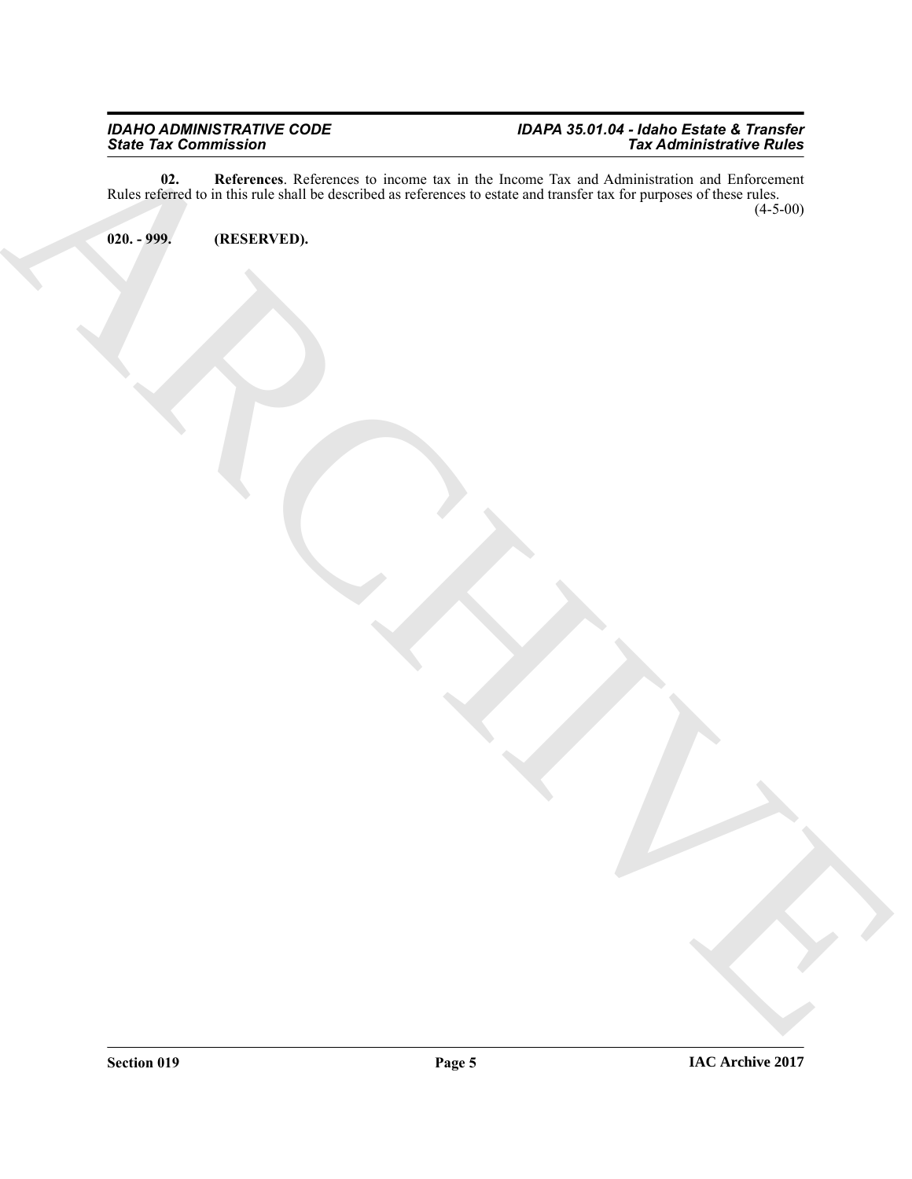**02. References**. References to income tax in the Income Tax and Administration and Enforcement Rules referred to in this rule shall be described as references to estate and transfer tax for purposes of these rules. (4-5-00)

**020. - 999. (RESERVED).**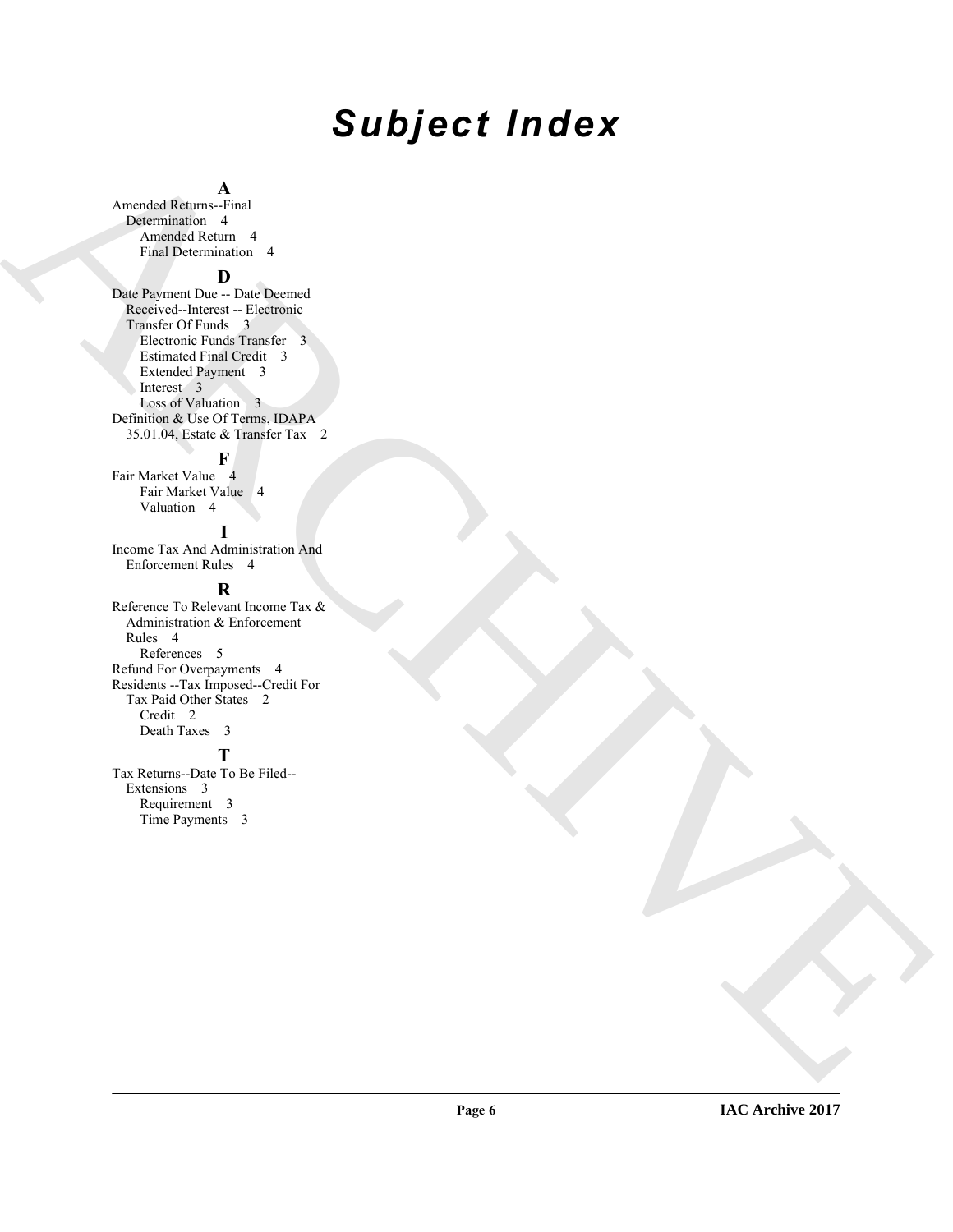# Subject Index

**A**

Amended Returns--Final Determination 4
- Amended Return 4
- Final Determination 4

**D**

Date Payment Due -- Date Deemed Received--Interest -- Electronic Transfer Of Funds 3
- Electronic Funds Transfer 3
- Estimated Final Credit 3
- Extended Payment 3
- Interest 3
- Loss of Valuation 3

Definition & Use Of Terms, IDAPA 35.01.04, Estate & Transfer Tax 2

**F**

Fair Market Value 4
- Fair Market Value 4
- Valuation 4

**I**

Income Tax And Administration And Enforcement Rules 4

**R**

Reference To Relevant Income Tax & Administration & Enforcement Rules 4
- References 5

Refund For Overpayments 4

Residents --Tax Imposed--Credit For Tax Paid Other States 2
- Credit 2
- Death Taxes 3

**T**

Tax Returns--Date To Be Filed--Extensions 3
- Requirement 3
- Time Payments 3